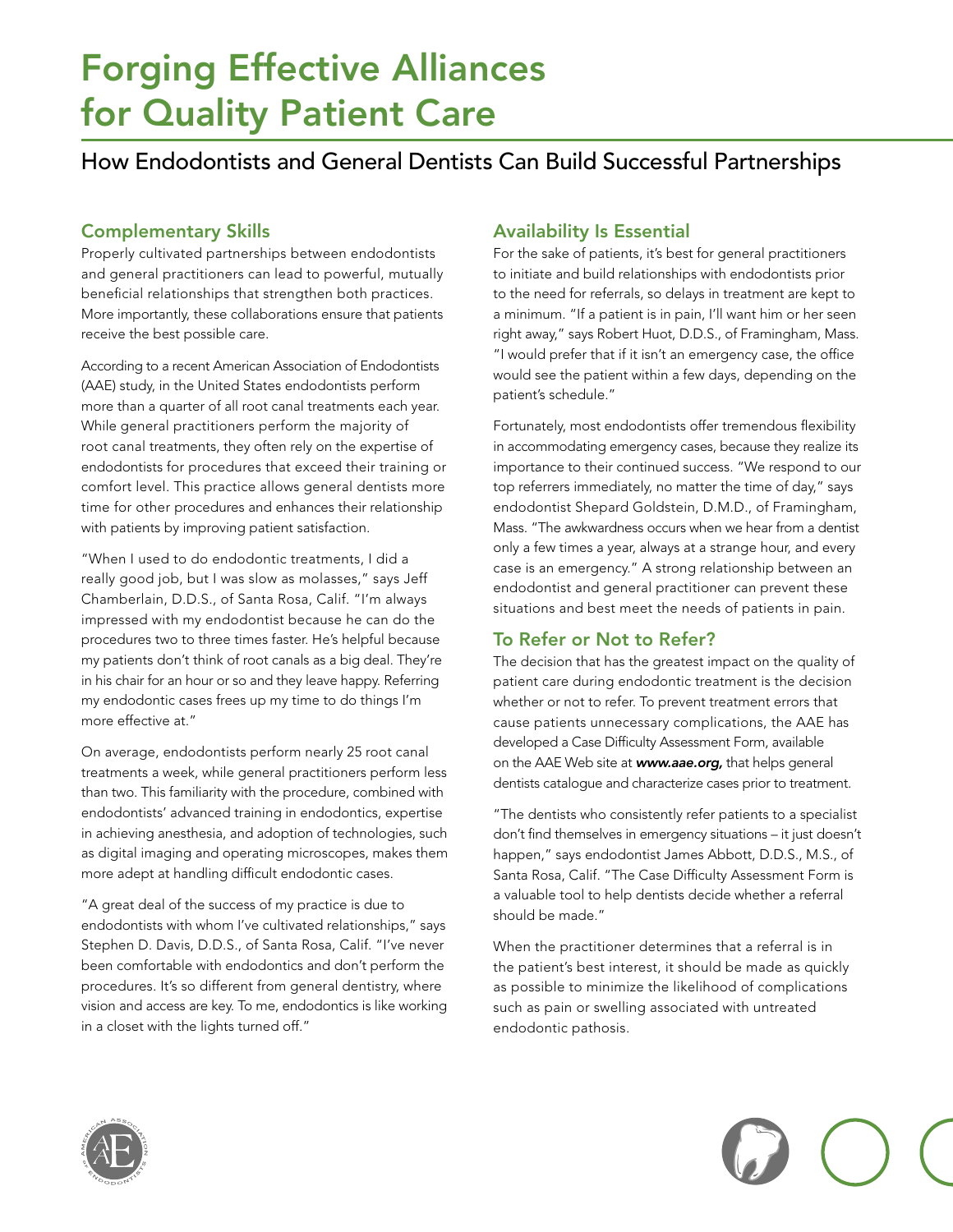# Forging Effective Alliances for Quality Patient Care

## How Endodontists and General Dentists Can Build Successful Partnerships

### Complementary Skills

Properly cultivated partnerships between endodontists and general practitioners can lead to powerful, mutually beneficial relationships that strengthen both practices. More importantly, these collaborations ensure that patients receive the best possible care.

According to a recent American Association of Endodontists (AAE) study, in the United States endodontists perform more than a quarter of all root canal treatments each year. While general practitioners perform the majority of root canal treatments, they often rely on the expertise of endodontists for procedures that exceed their training or comfort level. This practice allows general dentists more time for other procedures and enhances their relationship with patients by improving patient satisfaction.

"When I used to do endodontic treatments, I did a really good job, but I was slow as molasses," says Jeff Chamberlain, D.D.S., of Santa Rosa, Calif. "I'm always impressed with my endodontist because he can do the procedures two to three times faster. He's helpful because my patients don't think of root canals as a big deal. They're in his chair for an hour or so and they leave happy. Referring my endodontic cases frees up my time to do things I'm more effective at."

On average, endodontists perform nearly 25 root canal treatments a week, while general practitioners perform less than two. This familiarity with the procedure, combined with endodontists' advanced training in endodontics, expertise in achieving anesthesia, and adoption of technologies, such as digital imaging and operating microscopes, makes them more adept at handling difficult endodontic cases.

"A great deal of the success of my practice is due to endodontists with whom I've cultivated relationships," says Stephen D. Davis, D.D.S., of Santa Rosa, Calif. "I've never been comfortable with endodontics and don't perform the procedures. It's so different from general dentistry, where vision and access are key. To me, endodontics is like working in a closet with the lights turned off."

### Availability Is Essential

For the sake of patients, it's best for general practitioners to initiate and build relationships with endodontists prior to the need for referrals, so delays in treatment are kept to a minimum. "If a patient is in pain, I'll want him or her seen right away," says Robert Huot, D.D.S., of Framingham, Mass. "I would prefer that if it isn't an emergency case, the office would see the patient within a few days, depending on the patient's schedule."

Fortunately, most endodontists offer tremendous flexibility in accommodating emergency cases, because they realize its importance to their continued success. "We respond to our top referrers immediately, no matter the time of day," says endodontist Shepard Goldstein, D.M.D., of Framingham, Mass. "The awkwardness occurs when we hear from a dentist only a few times a year, always at a strange hour, and every case is an emergency." A strong relationship between an endodontist and general practitioner can prevent these situations and best meet the needs of patients in pain.

### To Refer or Not to Refer?

The decision that has the greatest impact on the quality of patient care during endodontic treatment is the decision whether or not to refer. To prevent treatment errors that cause patients unnecessary complications, the AAE has developed a Case Difficulty Assessment Form, available on the AAE Web site at ***www.aae.org,*** that helps general dentists catalogue and characterize cases prior to treatment.

"The dentists who consistently refer patients to a specialist don't find themselves in emergency situations – it just doesn't happen," says endodontist James Abbott, D.D.S., M.S., of Santa Rosa, Calif. "The Case Difficulty Assessment Form is a valuable tool to help dentists decide whether a referral should be made."

When the practitioner determines that a referral is in the patient's best interest, it should be made as quickly as possible to minimize the likelihood of complications such as pain or swelling associated with untreated endodontic pathosis.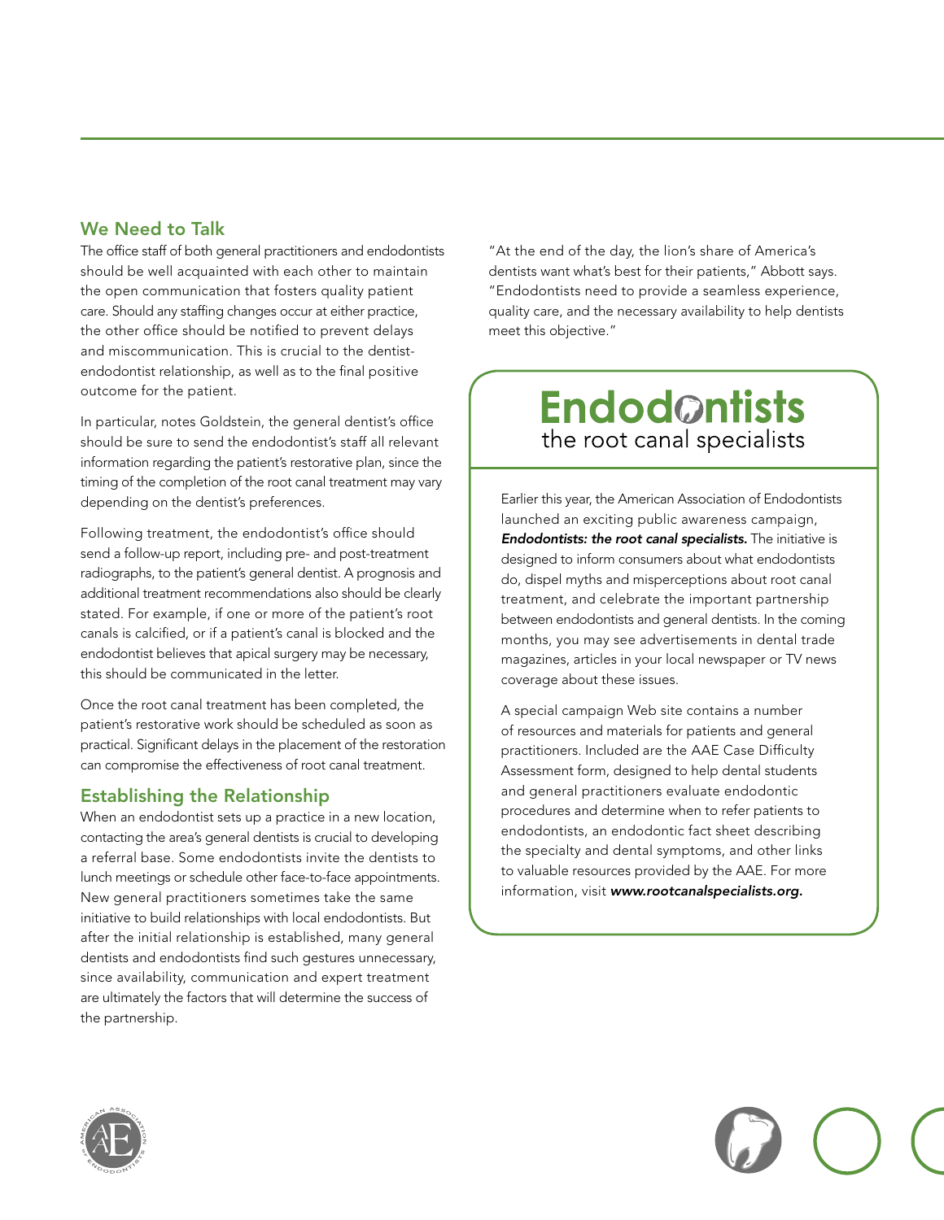## We Need to Talk

The office staff of both general practitioners and endodontists should be well acquainted with each other to maintain the open communication that fosters quality patient care. Should any staffing changes occur at either practice, the other office should be notified to prevent delays and miscommunication. This is crucial to the dentist-endodontist relationship, as well as to the final positive outcome for the patient.

In particular, notes Goldstein, the general dentist's office should be sure to send the endodontist's staff all relevant information regarding the patient's restorative plan, since the timing of the completion of the root canal treatment may vary depending on the dentist's preferences.

Following treatment, the endodontist's office should send a follow-up report, including pre- and post-treatment radiographs, to the patient's general dentist. A prognosis and additional treatment recommendations also should be clearly stated. For example, if one or more of the patient's root canals is calcified, or if a patient's canal is blocked and the endodontist believes that apical surgery may be necessary, this should be communicated in the letter.

Once the root canal treatment has been completed, the patient's restorative work should be scheduled as soon as practical. Significant delays in the placement of the restoration can compromise the effectiveness of root canal treatment.

## Establishing the Relationship

When an endodontist sets up a practice in a new location, contacting the area's general dentists is crucial to developing a referral base. Some endodontists invite the dentists to lunch meetings or schedule other face-to-face appointments. New general practitioners sometimes take the same initiative to build relationships with local endodontists. But after the initial relationship is established, many general dentists and endodontists find such gestures unnecessary, since availability, communication and expert treatment are ultimately the factors that will determine the success of the partnership.

"At the end of the day, the lion's share of America's dentists want what's best for their patients," Abbott says. "Endodontists need to provide a seamless experience, quality care, and the necessary availability to help dentists meet this objective."

## Endodontists
### the root canal specialists

Earlier this year, the American Association of Endodontists launched an exciting public awareness campaign, ***Endodontists: the root canal specialists.*** The initiative is designed to inform consumers about what endodontists do, dispel myths and misperceptions about root canal treatment, and celebrate the important partnership between endodontists and general dentists. In the coming months, you may see advertisements in dental trade magazines, articles in your local newspaper or TV news coverage about these issues.

A special campaign Web site contains a number of resources and materials for patients and general practitioners. Included are the AAE Case Difficulty Assessment form, designed to help dental students and general practitioners evaluate endodontic procedures and determine when to refer patients to endodontists, an endodontic fact sheet describing the specialty and dental symptoms, and other links to valuable resources provided by the AAE. For more information, visit ***www.rootcanalspecialists.org.***